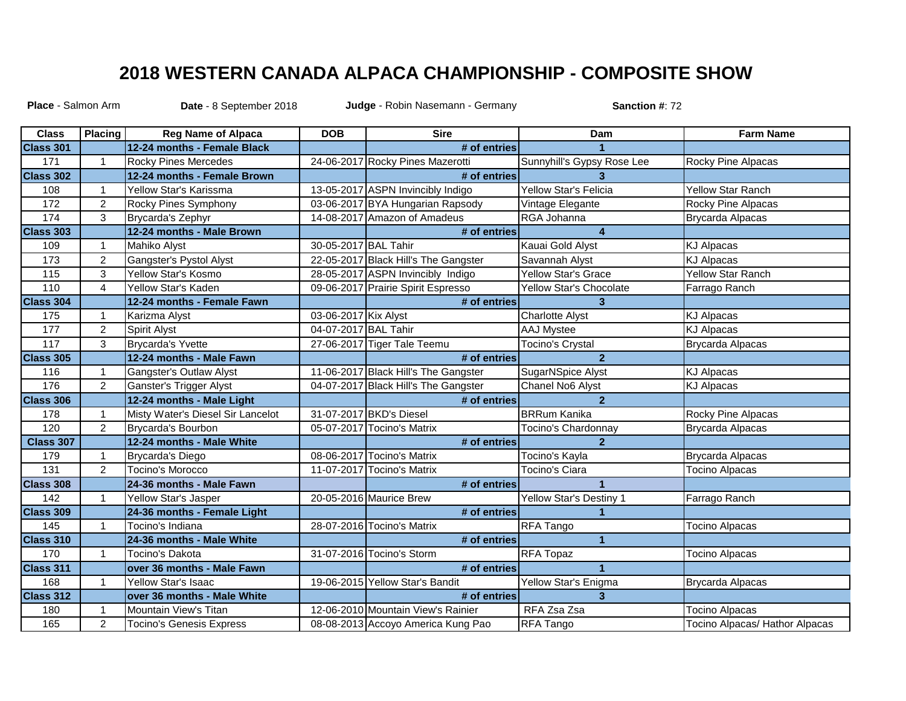# 2018 WESTERN CANADA ALPACA CHAMPIONSHIP - COMPOSITE SHOW

**Place** - Salmon Arm **Date** - 8 September 2018 **Judge** - Robin Nasemann - Germany **Sanction #**: 72

| Class | Placing | Reg Name of Alpaca | DOB | Sire | Dam | Farm Name |
|---|---|---|---|---|---|---|
| **Class 301** | | **12-24 months - Female Black** | | **# of entries** | **1** | |
| 171 | 1 | Rocky Pines Mercedes | 24-06-2017 | Rocky Pines Mazerotti | Sunnyhill's Gypsy Rose Lee | Rocky Pine Alpacas |
| **Class 302** | | **12-24 months - Female Brown** | | **# of entries** | **3** | |
| 108 | 1 | Yellow Star's Karissma | 13-05-2017 | ASPN Invincibly Indigo | Yellow Star's Felicia | Yellow Star Ranch |
| 172 | 2 | Rocky Pines Symphony | 03-06-2017 | BYA Hungarian Rapsody | Vintage Elegante | Rocky Pine Alpacas |
| 174 | 3 | Brycarda's Zephyr | 14-08-2017 | Amazon of Amadeus | RGA Johanna | Brycarda Alpacas |
| **Class 303** | | **12-24 months - Male Brown** | | **# of entries** | **4** | |
| 109 | 1 | Mahiko Alyst | 30-05-2017 | BAL Tahir | Kauai Gold Alyst | KJ Alpacas |
| 173 | 2 | Gangster's Pystol Alyst | 22-05-2017 | Black Hill's The Gangster | Savannah Alyst | KJ Alpacas |
| 115 | 3 | Yellow Star's Kosmo | 28-05-2017 | ASPN Invincibly Indigo | Yellow Star's Grace | Yellow Star Ranch |
| 110 | 4 | Yellow Star's Kaden | 09-06-2017 | Prairie Spirit Espresso | Yellow Star's Chocolate | Farrago Ranch |
| **Class 304** | | **12-24 months - Female Fawn** | | **# of entries** | **3** | |
| 175 | 1 | Karizma Alyst | 03-06-2017 | Kix Alyst | Charlotte Alyst | KJ Alpacas |
| 177 | 2 | Spirit Alyst | 04-07-2017 | BAL Tahir | AAJ Mystee | KJ Alpacas |
| 117 | 3 | Brycarda's Yvette | 27-06-2017 | Tiger Tale Teemu | Tocino's Crystal | Brycarda Alpacas |
| **Class 305** | | **12-24 months - Male Fawn** | | **# of entries** | **2** | |
| 116 | 1 | Gangster's Outlaw Alyst | 11-06-2017 | Black Hill's The Gangster | SugarNSpice Alyst | KJ Alpacas |
| 176 | 2 | Ganster's Trigger Alyst | 04-07-2017 | Black Hill's The Gangster | Chanel No6 Alyst | KJ Alpacas |
| **Class 306** | | **12-24 months - Male Light** | | **# of entries** | **2** | |
| 178 | 1 | Misty Water's Diesel Sir Lancelot | 31-07-2017 | BKD's Diesel | BRRum Kanika | Rocky Pine Alpacas |
| 120 | 2 | Brycarda's Bourbon | 05-07-2017 | Tocino's Matrix | Tocino's Chardonnay | Brycarda Alpacas |
| **Class 307** | | **12-24 months - Male White** | | **# of entries** | **2** | |
| 179 | 1 | Brycarda's Diego | 08-06-2017 | Tocino's Matrix | Tocino's Kayla | Brycarda Alpacas |
| 131 | 2 | Tocino's Morocco | 11-07-2017 | Tocino's Matrix | Tocino's Ciara | Tocino Alpacas |
| **Class 308** | | **24-36 months - Male Fawn** | | **# of entries** | **1** | |
| 142 | 1 | Yellow Star's Jasper | 20-05-2016 | Maurice Brew | Yellow Star's Destiny 1 | Farrago Ranch |
| **Class 309** | | **24-36 months - Female Light** | | **# of entries** | **1** | |
| 145 | 1 | Tocino's Indiana | 28-07-2016 | Tocino's Matrix | RFA Tango | Tocino Alpacas |
| **Class 310** | | **24-36 months - Male White** | | **# of entries** | **1** | |
| 170 | 1 | Tocino's Dakota | 31-07-2016 | Tocino's Storm | RFA Topaz | Tocino Alpacas |
| **Class 311** | | **over 36 months - Male Fawn** | | **# of entries** | **1** | |
| 168 | 1 | Yellow Star's Isaac | 19-06-2015 | Yellow Star's Bandit | Yellow Star's Enigma | Brycarda Alpacas |
| **Class 312** | | **over 36 months - Male White** | | **# of entries** | **3** | |
| 180 | 1 | Mountain View's Titan | 12-06-2010 | Mountain View's Rainier | RFA Zsa Zsa | Tocino Alpacas |
| 165 | 2 | Tocino's Genesis Express | 08-08-2013 | Accoyo America Kung Pao | RFA Tango | Tocino Alpacas/ Hathor Alpacas |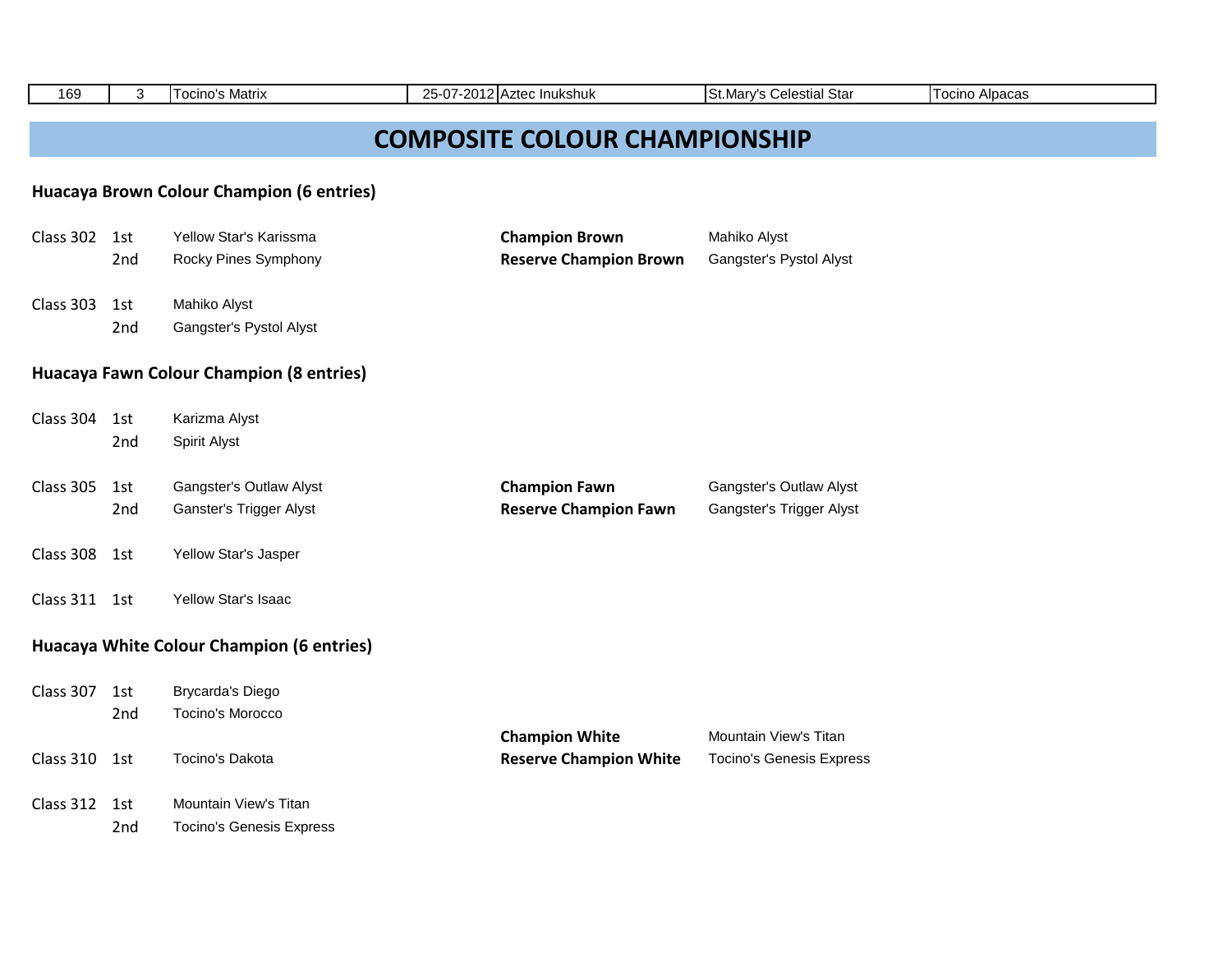| 169 | 3 | Tocino's Matrix | 25-07-2012 | Aztec Inukshuk | St.Mary's Celestial Star | Tocino Alpacas |
|---|---|---|---|---|---|---|

# COMPOSITE COLOUR CHAMPIONSHIP

### Huacaya Brown Colour Champion (6 entries)

| Class | Place | Name | Award | Winner |
|---|---|---|---|---|
| Class 302 | 1st | Yellow Star's Karissma | **Champion Brown** | Mahiko Alyst |
| | 2nd | Rocky Pines Symphony | **Reserve Champion Brown** | Gangster's Pystol Alyst |
| Class 303 | 1st | Mahiko Alyst | | |
| | 2nd | Gangster's Pystol Alyst | | |

### Huacaya Fawn Colour Champion (8 entries)

| Class | Place | Name | Award | Winner |
|---|---|---|---|---|
| Class 304 | 1st | Karizma Alyst | | |
| | 2nd | Spirit Alyst | | |
| Class 305 | 1st | Gangster's Outlaw Alyst | **Champion Fawn** | Gangster's Outlaw Alyst |
| | 2nd | Ganster's Trigger Alyst | **Reserve Champion Fawn** | Gangster's Trigger Alyst |
| Class 308 | 1st | Yellow Star's Jasper | | |
| Class 311 | 1st | Yellow Star's Isaac | | |

### Huacaya White Colour Champion (6 entries)

| Class | Place | Name | Award | Winner |
|---|---|---|---|---|
| Class 307 | 1st | Brycarda's Diego | | |
| | 2nd | Tocino's Morocco | | |
| | | | **Champion White** | Mountain View's Titan |
| Class 310 | 1st | Tocino's Dakota | **Reserve Champion White** | Tocino's Genesis Express |
| Class 312 | 1st | Mountain View's Titan | | |
| | 2nd | Tocino's Genesis Express | | |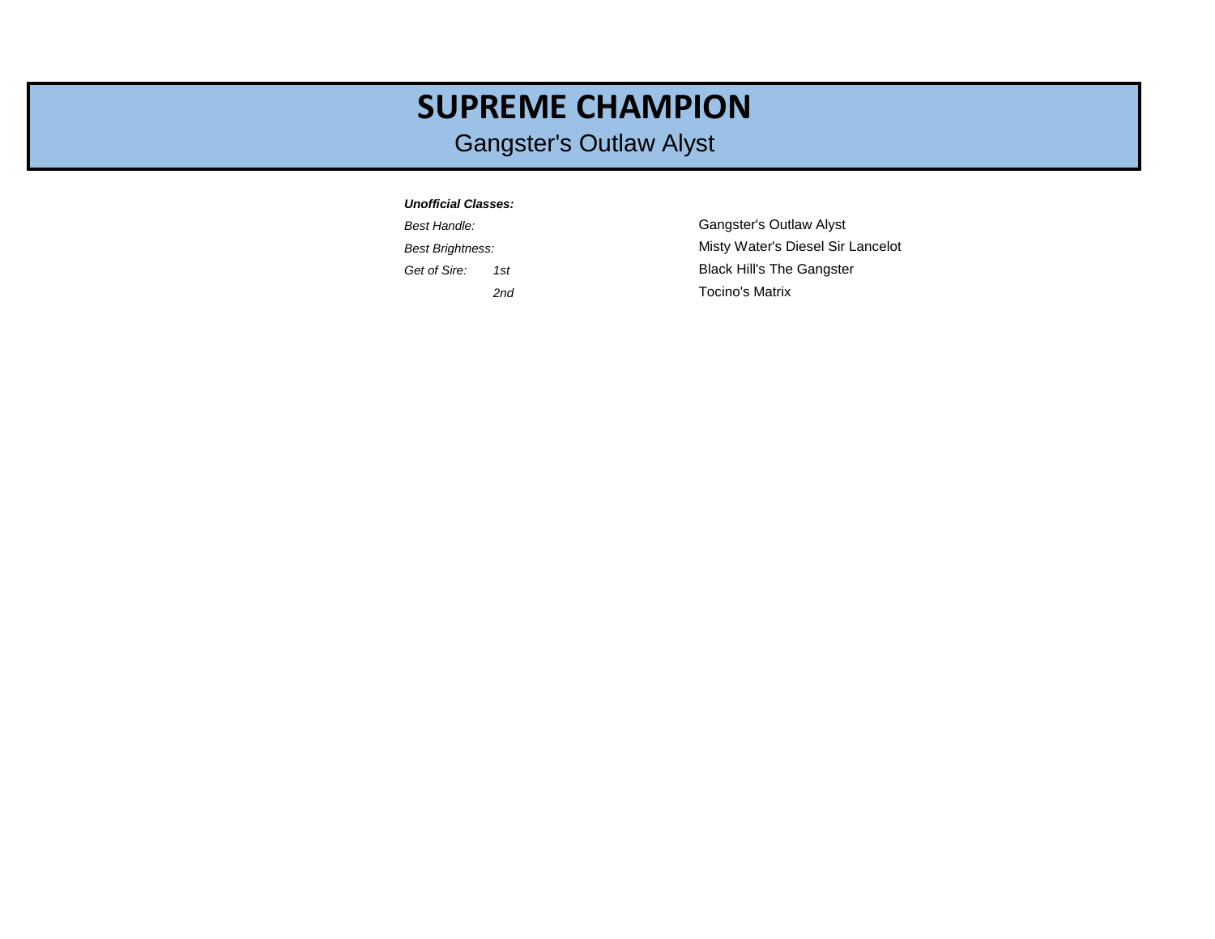# SUPREME CHAMPION

Gangster's Outlaw Alyst

***Unofficial Classes:***

| | | |
|---|---|---|
| *Best Handle:* | | Gangster's Outlaw Alyst |
| *Best Brightness:* | | Misty Water's Diesel Sir Lancelot |
| *Get of Sire:* | *1st* | Black Hill's The Gangster |
| | *2nd* | Tocino's Matrix |